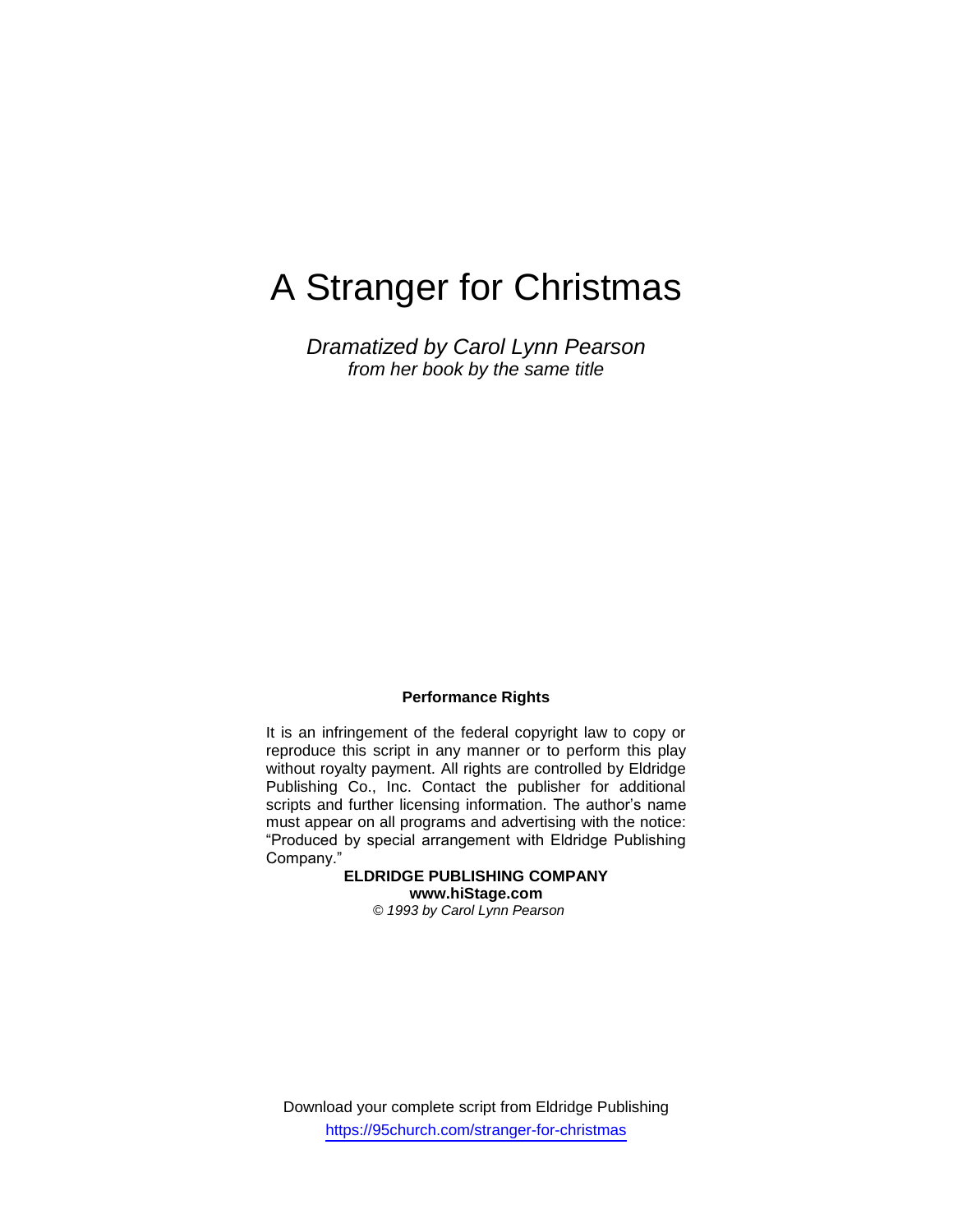# A Stranger for Christmas

*Dramatized by Carol Lynn Pearson*
*from her book by the same title*

**Performance Rights**

It is an infringement of the federal copyright law to copy or reproduce this script in any manner or to perform this play without royalty payment. All rights are controlled by Eldridge Publishing Co., Inc. Contact the publisher for additional scripts and further licensing information. The author's name must appear on all programs and advertising with the notice: "Produced by special arrangement with Eldridge Publishing Company."

**ELDRIDGE PUBLISHING COMPANY**
**www.hiStage.com**
*© 1993 by Carol Lynn Pearson*

Download your complete script from Eldridge Publishing
https://95church.com/stranger-for-christmas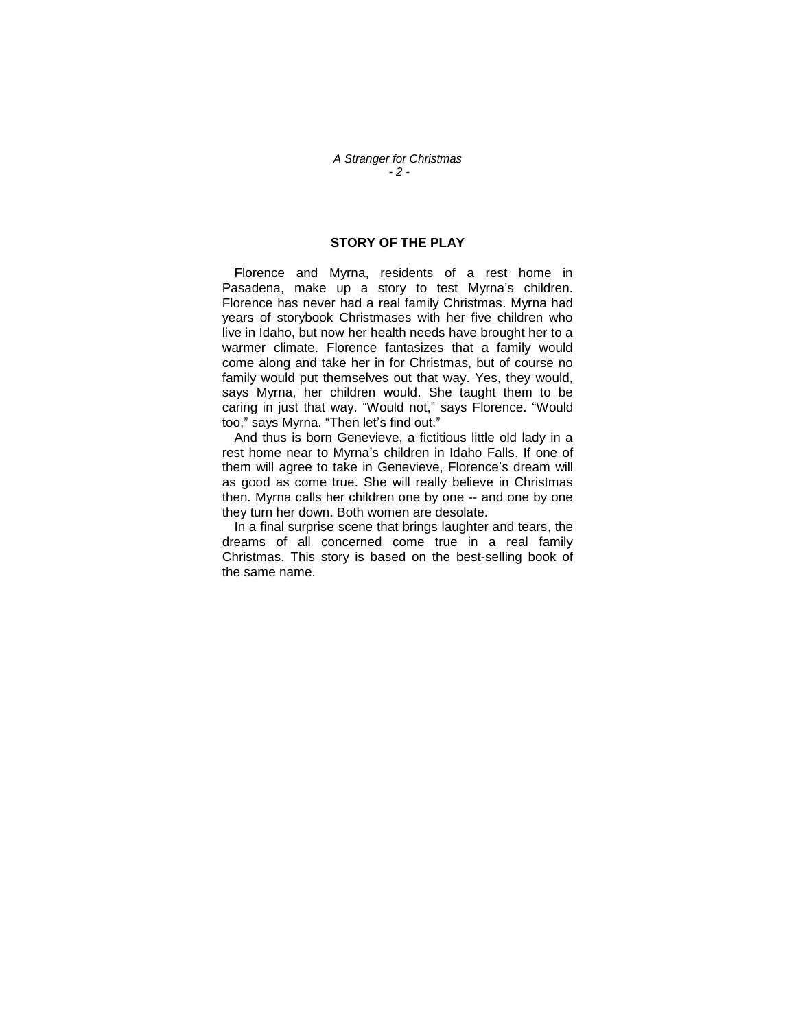## STORY OF THE PLAY

Florence and Myrna, residents of a rest home in Pasadena, make up a story to test Myrna's children. Florence has never had a real family Christmas. Myrna had years of storybook Christmases with her five children who live in Idaho, but now her health needs have brought her to a warmer climate. Florence fantasizes that a family would come along and take her in for Christmas, but of course no family would put themselves out that way. Yes, they would, says Myrna, her children would. She taught them to be caring in just that way. "Would not," says Florence. "Would too," says Myrna. "Then let's find out."

And thus is born Genevieve, a fictitious little old lady in a rest home near to Myrna's children in Idaho Falls. If one of them will agree to take in Genevieve, Florence's dream will as good as come true. She will really believe in Christmas then. Myrna calls her children one by one -- and one by one they turn her down. Both women are desolate.

In a final surprise scene that brings laughter and tears, the dreams of all concerned come true in a real family Christmas. This story is based on the best-selling book of the same name.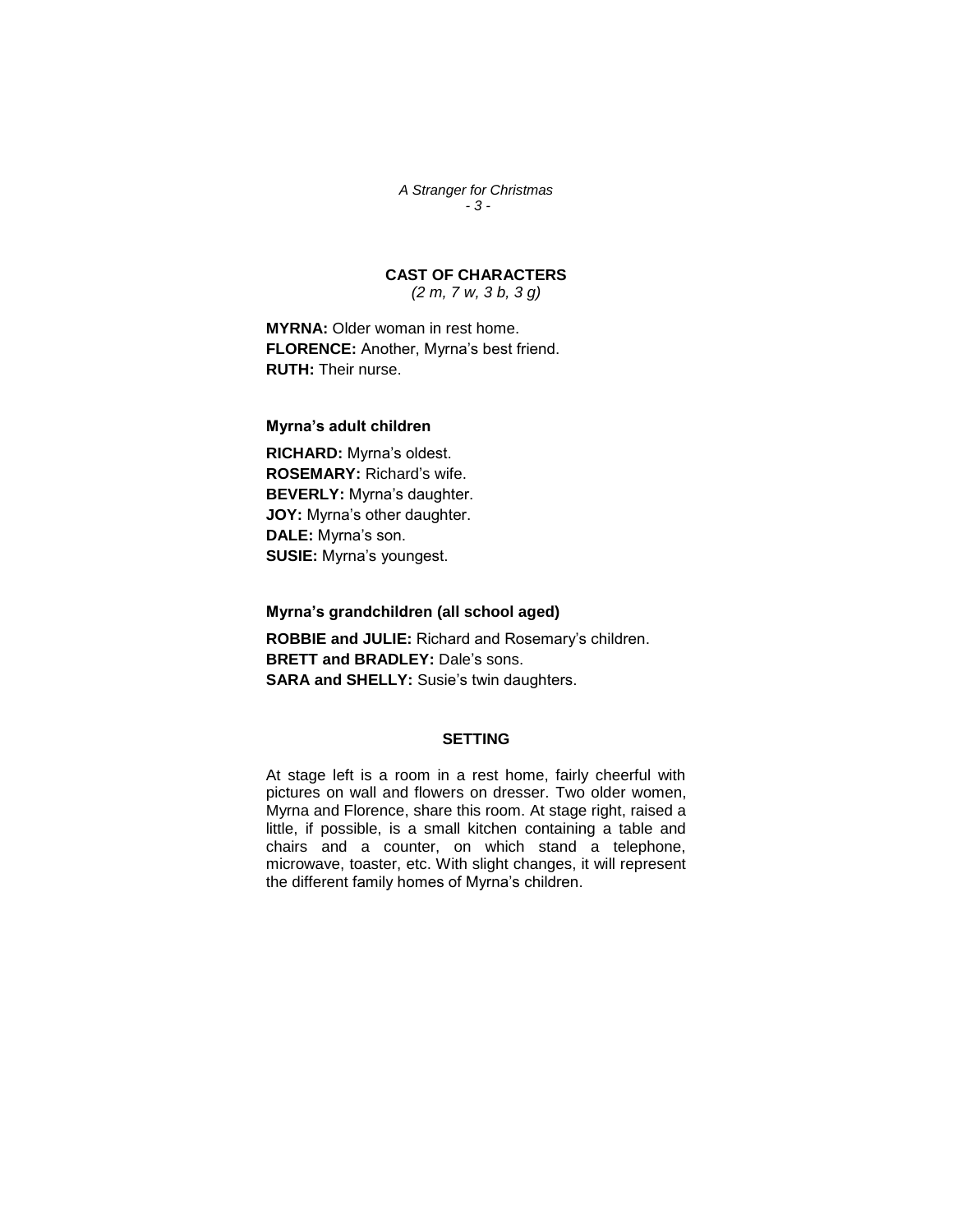## CAST OF CHARACTERS

*(2 m, 7 w, 3 b, 3 g)*

**MYRNA:** Older woman in rest home.
**FLORENCE:** Another, Myrna's best friend.
**RUTH:** Their nurse.

### Myrna's adult children

**RICHARD:** Myrna's oldest.
**ROSEMARY:** Richard's wife.
**BEVERLY:** Myrna's daughter.
**JOY:** Myrna's other daughter.
**DALE:** Myrna's son.
**SUSIE:** Myrna's youngest.

### Myrna's grandchildren (all school aged)

**ROBBIE and JULIE:** Richard and Rosemary's children.
**BRETT and BRADLEY:** Dale's sons.
**SARA and SHELLY:** Susie's twin daughters.

## SETTING

At stage left is a room in a rest home, fairly cheerful with pictures on wall and flowers on dresser. Two older women, Myrna and Florence, share this room. At stage right, raised a little, if possible, is a small kitchen containing a table and chairs and a counter, on which stand a telephone, microwave, toaster, etc. With slight changes, it will represent the different family homes of Myrna's children.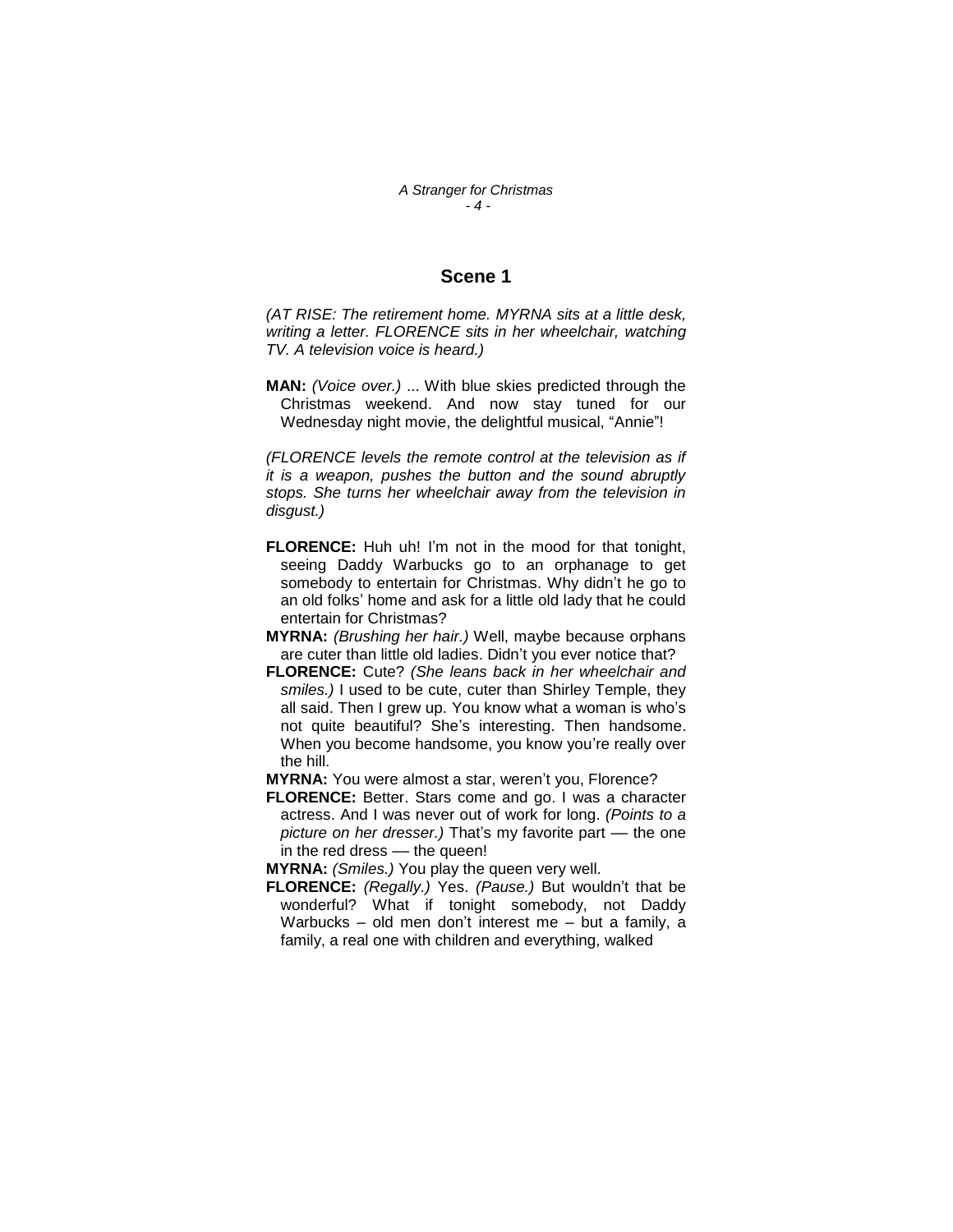## Scene 1

*(AT RISE: The retirement home. MYRNA sits at a little desk, writing a letter. FLORENCE sits in her wheelchair, watching TV. A television voice is heard.)*

**MAN:** *(Voice over.)* ... With blue skies predicted through the Christmas weekend. And now stay tuned for our Wednesday night movie, the delightful musical, "Annie"!

*(FLORENCE levels the remote control at the television as if it is a weapon, pushes the button and the sound abruptly stops. She turns her wheelchair away from the television in disgust.)*

**FLORENCE:** Huh uh! I'm not in the mood for that tonight, seeing Daddy Warbucks go to an orphanage to get somebody to entertain for Christmas. Why didn't he go to an old folks' home and ask for a little old lady that he could entertain for Christmas?

**MYRNA:** *(Brushing her hair.)* Well, maybe because orphans are cuter than little old ladies. Didn't you ever notice that?

**FLORENCE:** Cute? *(She leans back in her wheelchair and smiles.)* I used to be cute, cuter than Shirley Temple, they all said. Then I grew up. You know what a woman is who's not quite beautiful? She's interesting. Then handsome. When you become handsome, you know you're really over the hill.

**MYRNA:** You were almost a star, weren't you, Florence?

**FLORENCE:** Better. Stars come and go. I was a character actress. And I was never out of work for long. *(Points to a picture on her dresser.)* That's my favorite part — the one in the red dress — the queen!

**MYRNA:** *(Smiles.)* You play the queen very well.

**FLORENCE:** *(Regally.)* Yes. *(Pause.)* But wouldn't that be wonderful? What if tonight somebody, not Daddy Warbucks – old men don't interest me – but a family, a family, a real one with children and everything, walked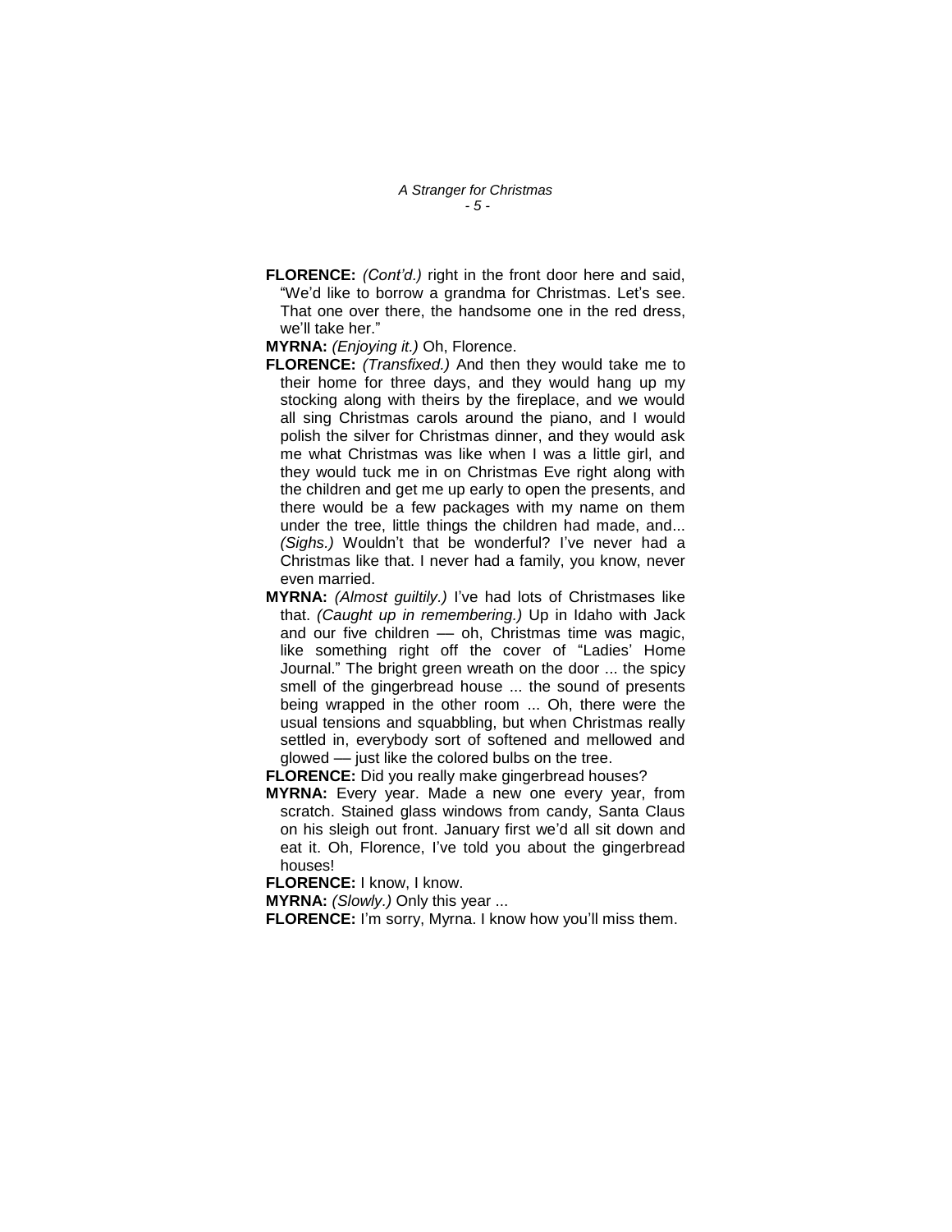**FLORENCE:** *(Cont'd.)* right in the front door here and said, "We'd like to borrow a grandma for Christmas. Let's see. That one over there, the handsome one in the red dress, we'll take her."

**MYRNA:** *(Enjoying it.)* Oh, Florence.

**FLORENCE:** *(Transfixed.)* And then they would take me to their home for three days, and they would hang up my stocking along with theirs by the fireplace, and we would all sing Christmas carols around the piano, and I would polish the silver for Christmas dinner, and they would ask me what Christmas was like when I was a little girl, and they would tuck me in on Christmas Eve right along with the children and get me up early to open the presents, and there would be a few packages with my name on them under the tree, little things the children had made, and... *(Sighs.)* Wouldn't that be wonderful? I've never had a Christmas like that. I never had a family, you know, never even married.

**MYRNA:** *(Almost guiltily.)* I've had lots of Christmases like that. *(Caught up in remembering.)* Up in Idaho with Jack and our five children — oh, Christmas time was magic, like something right off the cover of "Ladies' Home Journal." The bright green wreath on the door ... the spicy smell of the gingerbread house ... the sound of presents being wrapped in the other room ... Oh, there were the usual tensions and squabbling, but when Christmas really settled in, everybody sort of softened and mellowed and glowed — just like the colored bulbs on the tree.

**FLORENCE:** Did you really make gingerbread houses?

**MYRNA:** Every year. Made a new one every year, from scratch. Stained glass windows from candy, Santa Claus on his sleigh out front. January first we'd all sit down and eat it. Oh, Florence, I've told you about the gingerbread houses!

**FLORENCE:** I know, I know.

**MYRNA:** *(Slowly.)* Only this year ...

**FLORENCE:** I'm sorry, Myrna. I know how you'll miss them.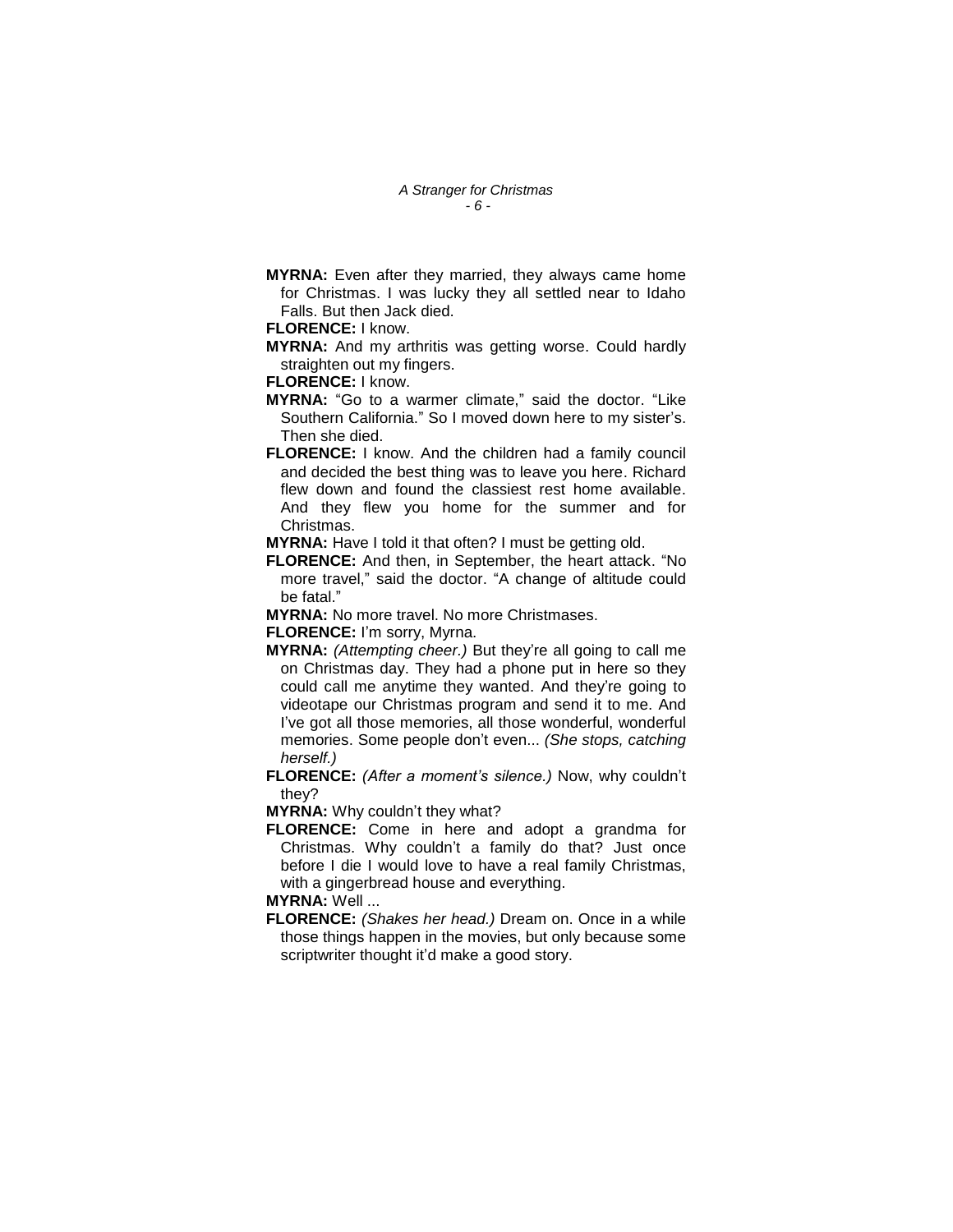**MYRNA:** Even after they married, they always came home for Christmas. I was lucky they all settled near to Idaho Falls. But then Jack died.

**FLORENCE:** I know.

**MYRNA:** And my arthritis was getting worse. Could hardly straighten out my fingers.

**FLORENCE:** I know.

**MYRNA:** "Go to a warmer climate," said the doctor. "Like Southern California." So I moved down here to my sister's. Then she died.

**FLORENCE:** I know. And the children had a family council and decided the best thing was to leave you here. Richard flew down and found the classiest rest home available. And they flew you home for the summer and for Christmas.

**MYRNA:** Have I told it that often? I must be getting old.

**FLORENCE:** And then, in September, the heart attack. "No more travel," said the doctor. "A change of altitude could be fatal."

**MYRNA:** No more travel. No more Christmases.

**FLORENCE:** I'm sorry, Myrna.

**MYRNA:** *(Attempting cheer.)* But they're all going to call me on Christmas day. They had a phone put in here so they could call me anytime they wanted. And they're going to videotape our Christmas program and send it to me. And I've got all those memories, all those wonderful, wonderful memories. Some people don't even... *(She stops, catching herself.)*

**FLORENCE:** *(After a moment's silence.)* Now, why couldn't they?

**MYRNA:** Why couldn't they what?

**FLORENCE:** Come in here and adopt a grandma for Christmas. Why couldn't a family do that? Just once before I die I would love to have a real family Christmas, with a gingerbread house and everything.

**MYRNA:** Well ...

**FLORENCE:** *(Shakes her head.)* Dream on. Once in a while those things happen in the movies, but only because some scriptwriter thought it'd make a good story.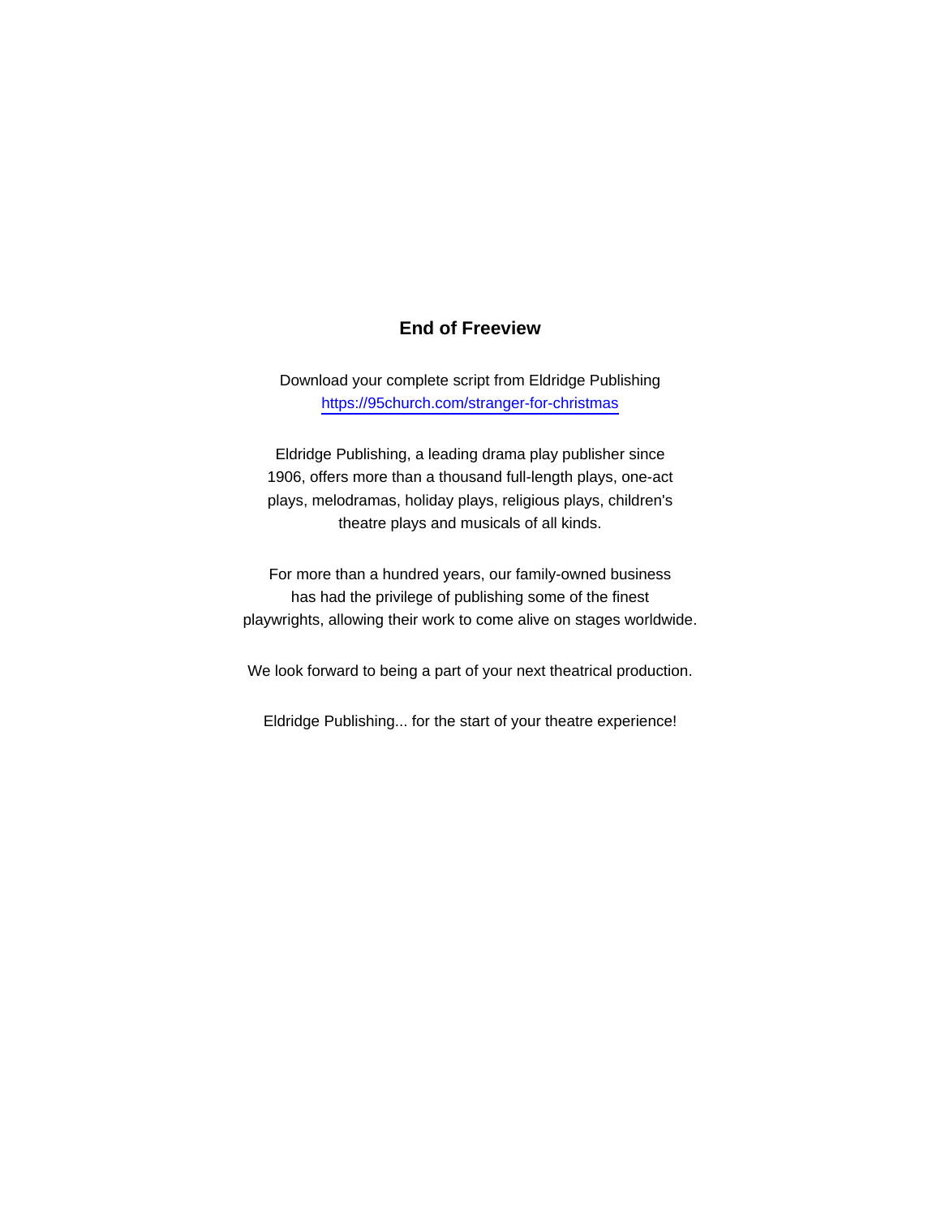## End of Freeview

Download your complete script from Eldridge Publishing
[https://95church.com/stranger-for-christmas](https://95church.com/stranger-for-christmas)

Eldridge Publishing, a leading drama play publisher since 1906, offers more than a thousand full-length plays, one-act plays, melodramas, holiday plays, religious plays, children's theatre plays and musicals of all kinds.

For more than a hundred years, our family-owned business has had the privilege of publishing some of the finest playwrights, allowing their work to come alive on stages worldwide.

We look forward to being a part of your next theatrical production.

Eldridge Publishing... for the start of your theatre experience!